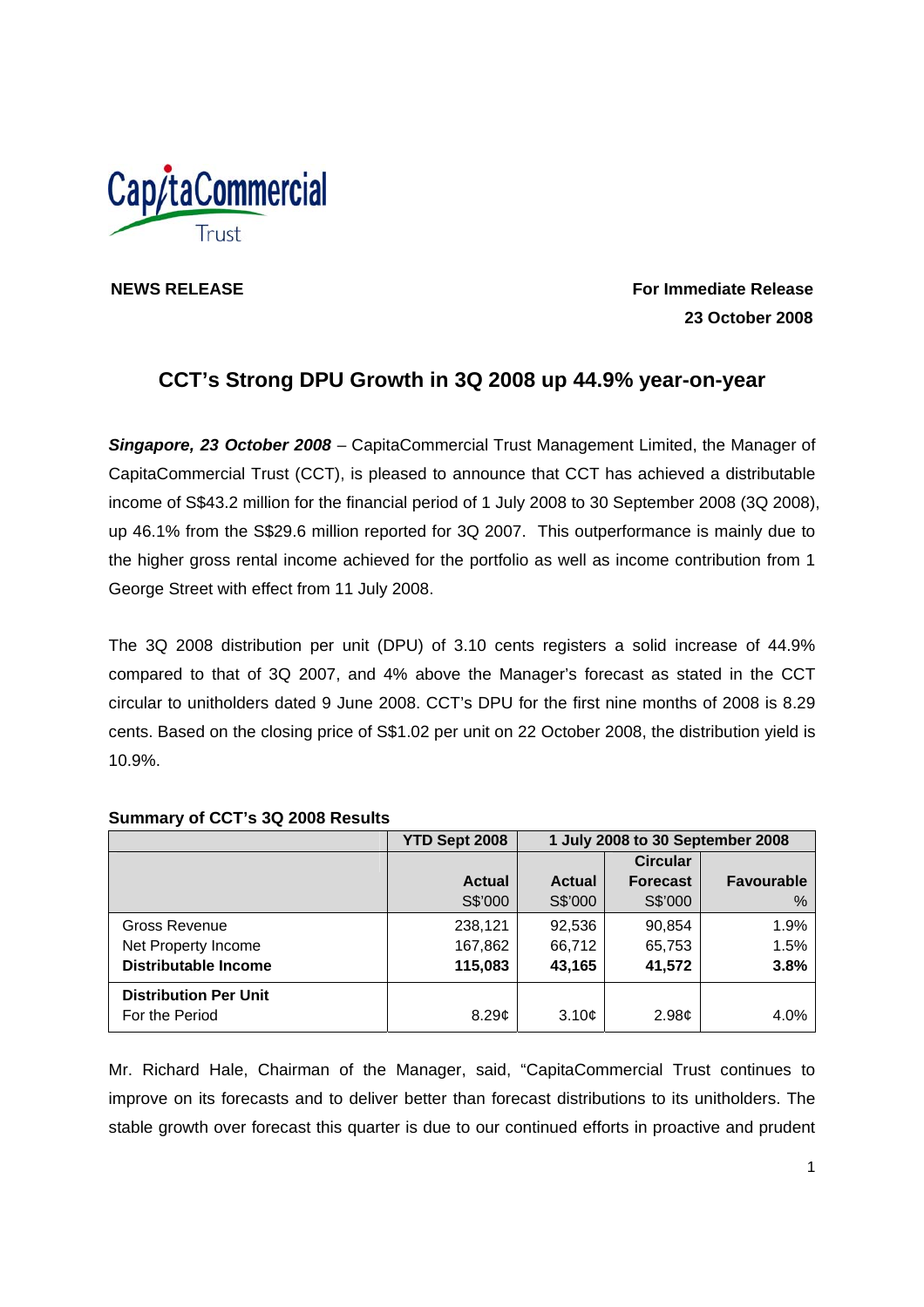**NEWS RELEASE**

**For Immediate Release**
**23 October 2008**

# CCT's Strong DPU Growth in 3Q 2008 up 44.9% year-on-year

***Singapore, 23 October 2008*** – CapitaCommercial Trust Management Limited, the Manager of CapitaCommercial Trust (CCT), is pleased to announce that CCT has achieved a distributable income of S$43.2 million for the financial period of 1 July 2008 to 30 September 2008 (3Q 2008), up 46.1% from the S$29.6 million reported for 3Q 2007. This outperformance is mainly due to the higher gross rental income achieved for the portfolio as well as income contribution from 1 George Street with effect from 11 July 2008.

The 3Q 2008 distribution per unit (DPU) of 3.10 cents registers a solid increase of 44.9% compared to that of 3Q 2007, and 4% above the Manager's forecast as stated in the CCT circular to unitholders dated 9 June 2008. CCT's DPU for the first nine months of 2008 is 8.29 cents. Based on the closing price of S$1.02 per unit on 22 October 2008, the distribution yield is 10.9%.

**Summary of CCT's 3Q 2008 Results**

| | **YTD Sept 2008** | **1 July 2008 to 30 September 2008** | | |
|---|---|---|---|---|
| | **Actual** S$'000 | **Actual** S$'000 | **Circular Forecast** S$'000 | **Favourable** % |
| Gross Revenue | 238,121 | 92,536 | 90,854 | 1.9% |
| Net Property Income | 167,862 | 66,712 | 65,753 | 1.5% |
| **Distributable Income** | **115,083** | **43,165** | **41,572** | **3.8%** |
| **Distribution Per Unit** For the Period | 8.29¢ | 3.10¢ | 2.98¢ | 4.0% |

Mr. Richard Hale, Chairman of the Manager, said, "CapitaCommercial Trust continues to improve on its forecasts and to deliver better than forecast distributions to its unitholders. The stable growth over forecast this quarter is due to our continued efforts in proactive and prudent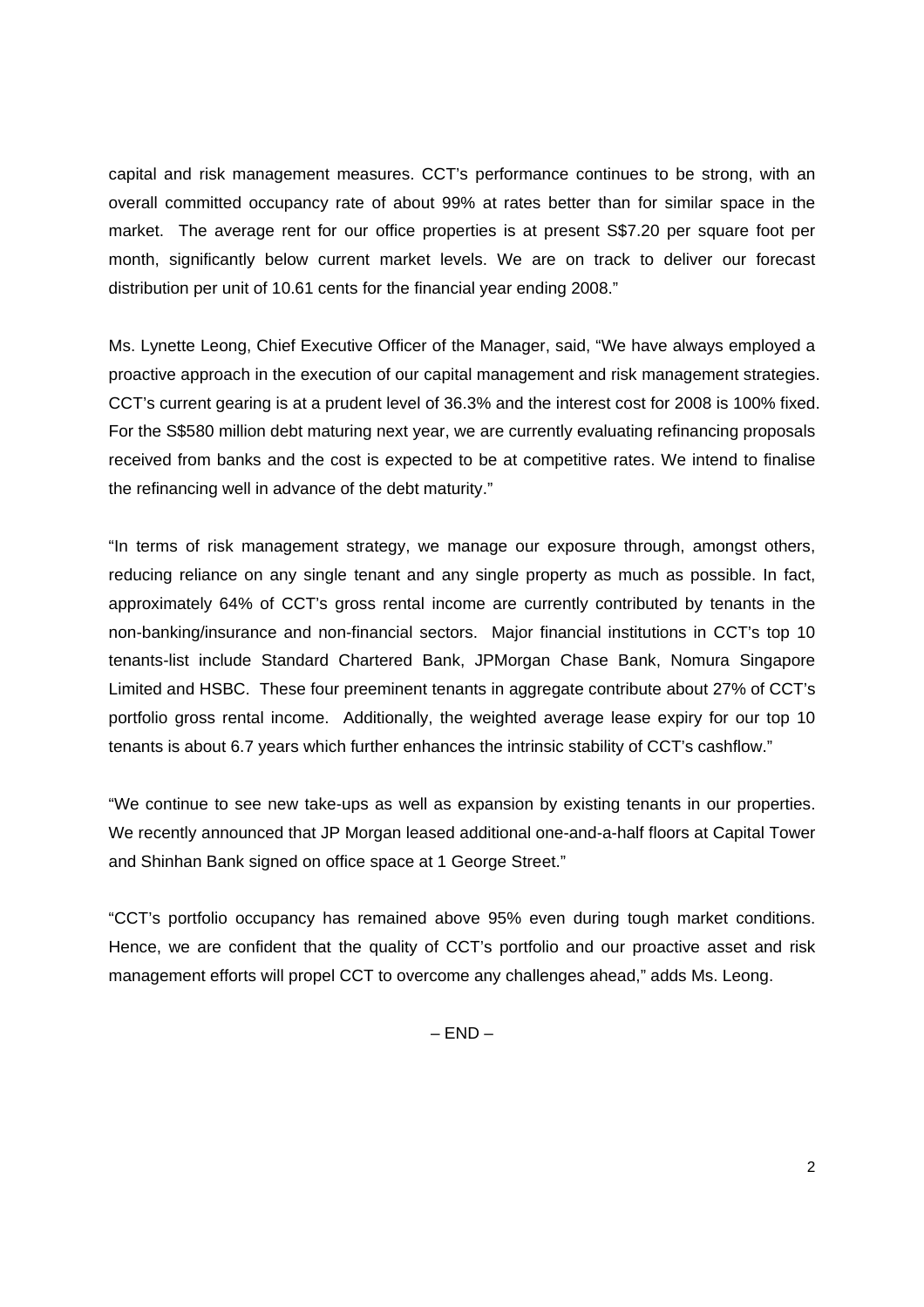capital and risk management measures. CCT's performance continues to be strong, with an overall committed occupancy rate of about 99% at rates better than for similar space in the market. The average rent for our office properties is at present S$7.20 per square foot per month, significantly below current market levels. We are on track to deliver our forecast distribution per unit of 10.61 cents for the financial year ending 2008."

Ms. Lynette Leong, Chief Executive Officer of the Manager, said, "We have always employed a proactive approach in the execution of our capital management and risk management strategies. CCT's current gearing is at a prudent level of 36.3% and the interest cost for 2008 is 100% fixed. For the S$580 million debt maturing next year, we are currently evaluating refinancing proposals received from banks and the cost is expected to be at competitive rates. We intend to finalise the refinancing well in advance of the debt maturity."

"In terms of risk management strategy, we manage our exposure through, amongst others, reducing reliance on any single tenant and any single property as much as possible. In fact, approximately 64% of CCT's gross rental income are currently contributed by tenants in the non-banking/insurance and non-financial sectors. Major financial institutions in CCT's top 10 tenants-list include Standard Chartered Bank, JPMorgan Chase Bank, Nomura Singapore Limited and HSBC. These four preeminent tenants in aggregate contribute about 27% of CCT's portfolio gross rental income. Additionally, the weighted average lease expiry for our top 10 tenants is about 6.7 years which further enhances the intrinsic stability of CCT's cashflow."

"We continue to see new take-ups as well as expansion by existing tenants in our properties. We recently announced that JP Morgan leased additional one-and-a-half floors at Capital Tower and Shinhan Bank signed on office space at 1 George Street."

"CCT's portfolio occupancy has remained above 95% even during tough market conditions. Hence, we are confident that the quality of CCT's portfolio and our proactive asset and risk management efforts will propel CCT to overcome any challenges ahead," adds Ms. Leong.

– END –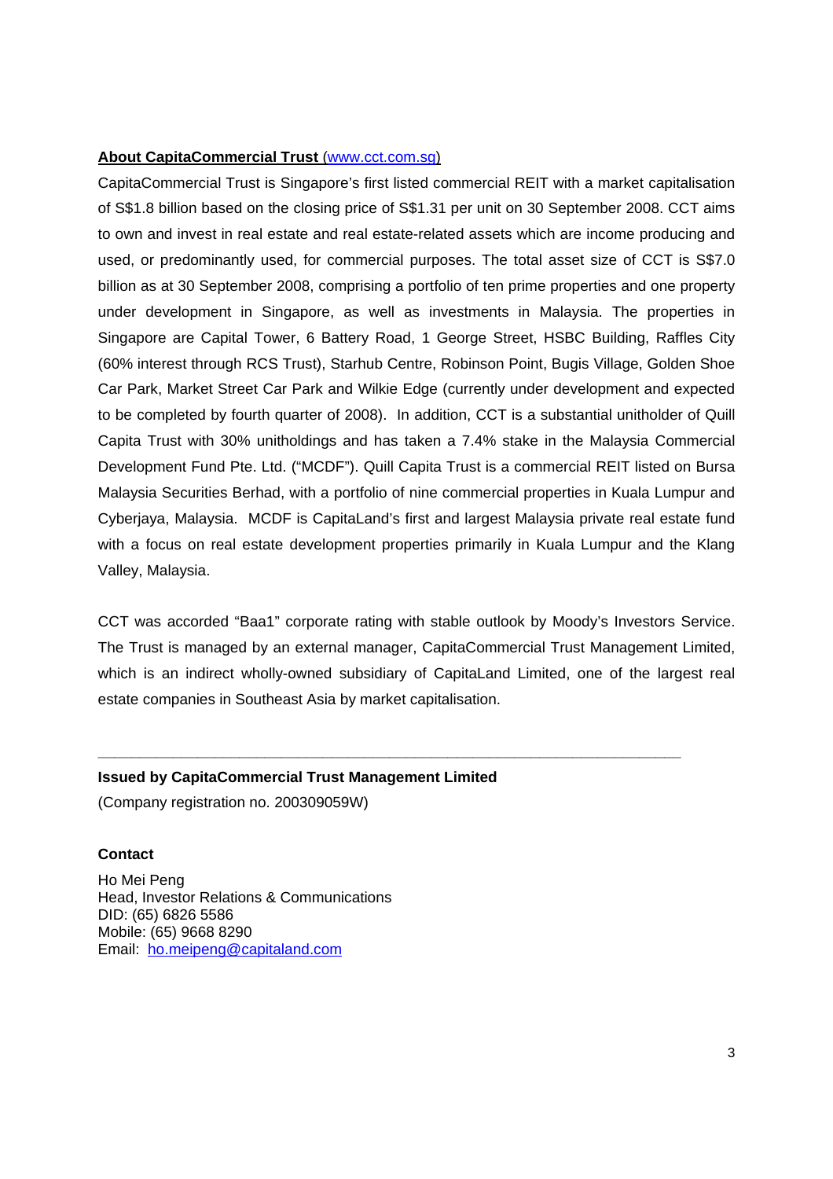**About CapitaCommercial Trust** (www.cct.com.sg)

CapitaCommercial Trust is Singapore's first listed commercial REIT with a market capitalisation of S$1.8 billion based on the closing price of S$1.31 per unit on 30 September 2008. CCT aims to own and invest in real estate and real estate-related assets which are income producing and used, or predominantly used, for commercial purposes. The total asset size of CCT is S$7.0 billion as at 30 September 2008, comprising a portfolio of ten prime properties and one property under development in Singapore, as well as investments in Malaysia. The properties in Singapore are Capital Tower, 6 Battery Road, 1 George Street, HSBC Building, Raffles City (60% interest through RCS Trust), Starhub Centre, Robinson Point, Bugis Village, Golden Shoe Car Park, Market Street Car Park and Wilkie Edge (currently under development and expected to be completed by fourth quarter of 2008). In addition, CCT is a substantial unitholder of Quill Capita Trust with 30% unitholdings and has taken a 7.4% stake in the Malaysia Commercial Development Fund Pte. Ltd. ("MCDF"). Quill Capita Trust is a commercial REIT listed on Bursa Malaysia Securities Berhad, with a portfolio of nine commercial properties in Kuala Lumpur and Cyberjaya, Malaysia. MCDF is CapitaLand's first and largest Malaysia private real estate fund with a focus on real estate development properties primarily in Kuala Lumpur and the Klang Valley, Malaysia.

CCT was accorded "Baa1" corporate rating with stable outlook by Moody's Investors Service. The Trust is managed by an external manager, CapitaCommercial Trust Management Limited, which is an indirect wholly-owned subsidiary of CapitaLand Limited, one of the largest real estate companies in Southeast Asia by market capitalisation.

---

**Issued by CapitaCommercial Trust Management Limited**

(Company registration no. 200309059W)

**Contact**

Ho Mei Peng
Head, Investor Relations & Communications
DID: (65) 6826 5586
Mobile: (65) 9668 8290
Email: ho.meipeng@capitaland.com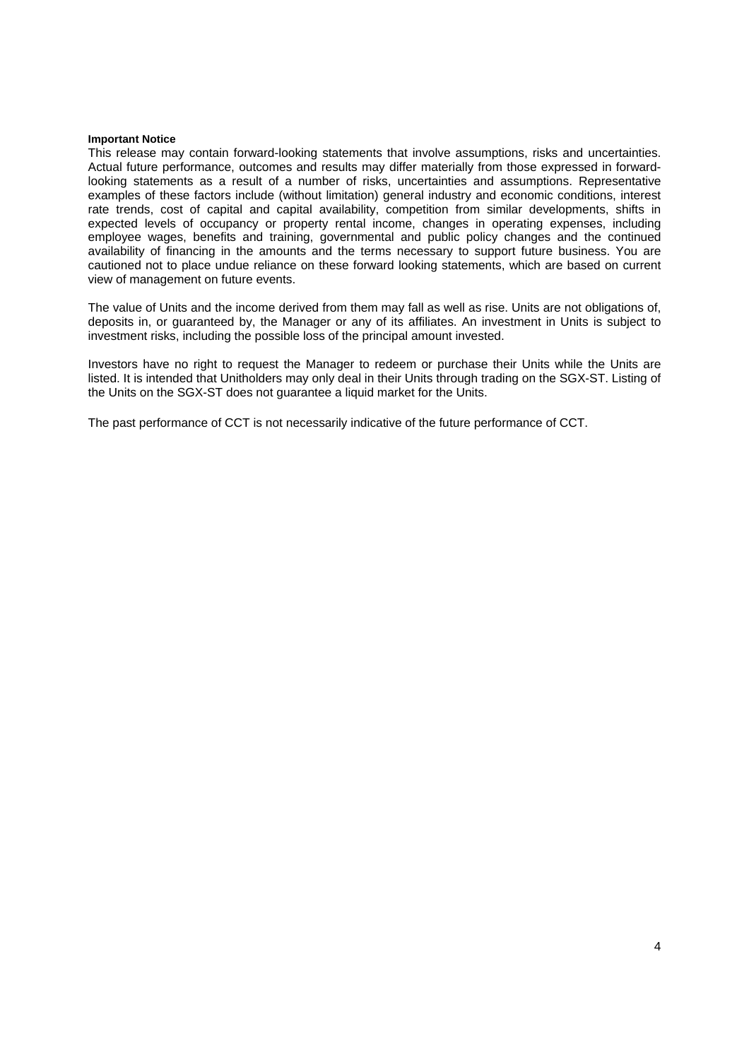**Important Notice**

This release may contain forward-looking statements that involve assumptions, risks and uncertainties. Actual future performance, outcomes and results may differ materially from those expressed in forward-looking statements as a result of a number of risks, uncertainties and assumptions. Representative examples of these factors include (without limitation) general industry and economic conditions, interest rate trends, cost of capital and capital availability, competition from similar developments, shifts in expected levels of occupancy or property rental income, changes in operating expenses, including employee wages, benefits and training, governmental and public policy changes and the continued availability of financing in the amounts and the terms necessary to support future business. You are cautioned not to place undue reliance on these forward looking statements, which are based on current view of management on future events.

The value of Units and the income derived from them may fall as well as rise. Units are not obligations of, deposits in, or guaranteed by, the Manager or any of its affiliates. An investment in Units is subject to investment risks, including the possible loss of the principal amount invested.

Investors have no right to request the Manager to redeem or purchase their Units while the Units are listed. It is intended that Unitholders may only deal in their Units through trading on the SGX-ST. Listing of the Units on the SGX-ST does not guarantee a liquid market for the Units.

The past performance of CCT is not necessarily indicative of the future performance of CCT.